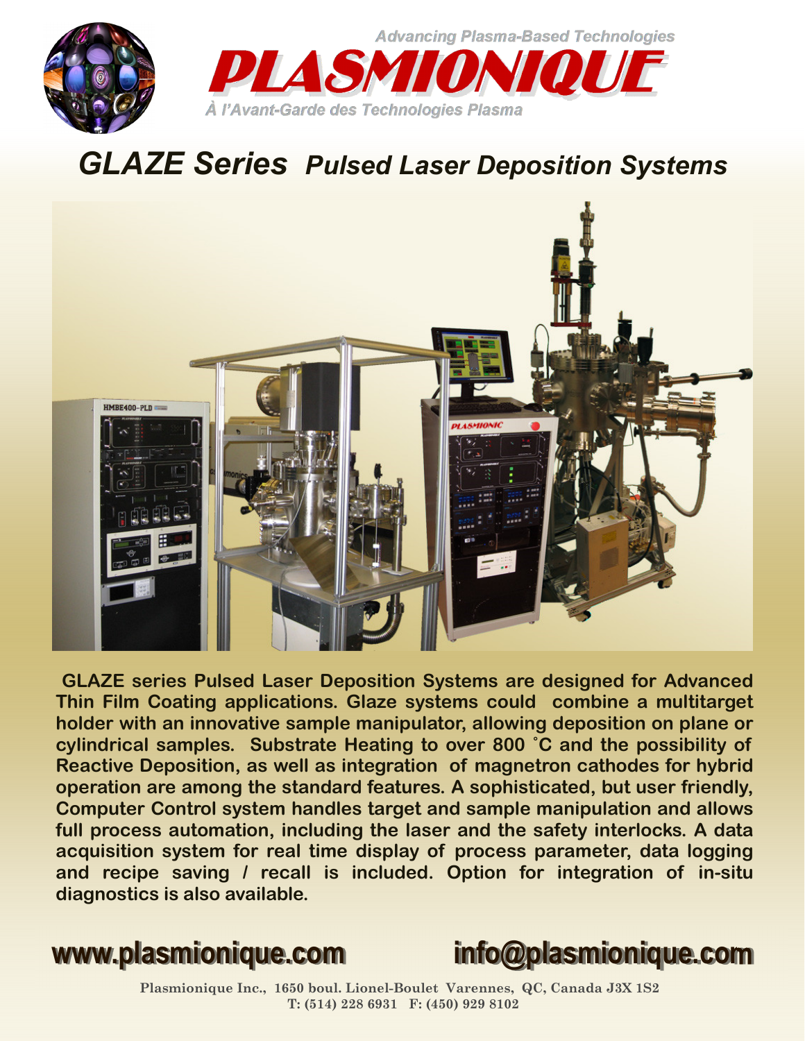Advancing Plasma-Based Technologies

# PLASMIONIQUE

À l'Avant-Garde des Technologies Plasma

## GLAZE Series *Pulsed Laser Deposition Systems*

**GLAZE series Pulsed Laser Deposition Systems are designed for Advanced Thin Film Coating applications. Glaze systems could combine a multitarget holder with an innovative sample manipulator, allowing deposition on plane or cylindrical samples. Substrate Heating to over 800 °C and the possibility of Reactive Deposition, as well as integration of magnetron cathodes for hybrid operation are among the standard features. A sophisticated, but user friendly, Computer Control system handles target and sample manipulation and allows full process automation, including the laser and the safety interlocks. A data acquisition system for real time display of process parameter, data logging and recipe saving / recall is included. Option for integration of in-situ diagnostics is also available.**

**www.plasmionique.com** **info@plasmionique.com**

Plasmionique Inc., 1650 boul. Lionel-Boulet Varennes, QC, Canada J3X 1S2
T: (514) 228 6931 F: (450) 929 8102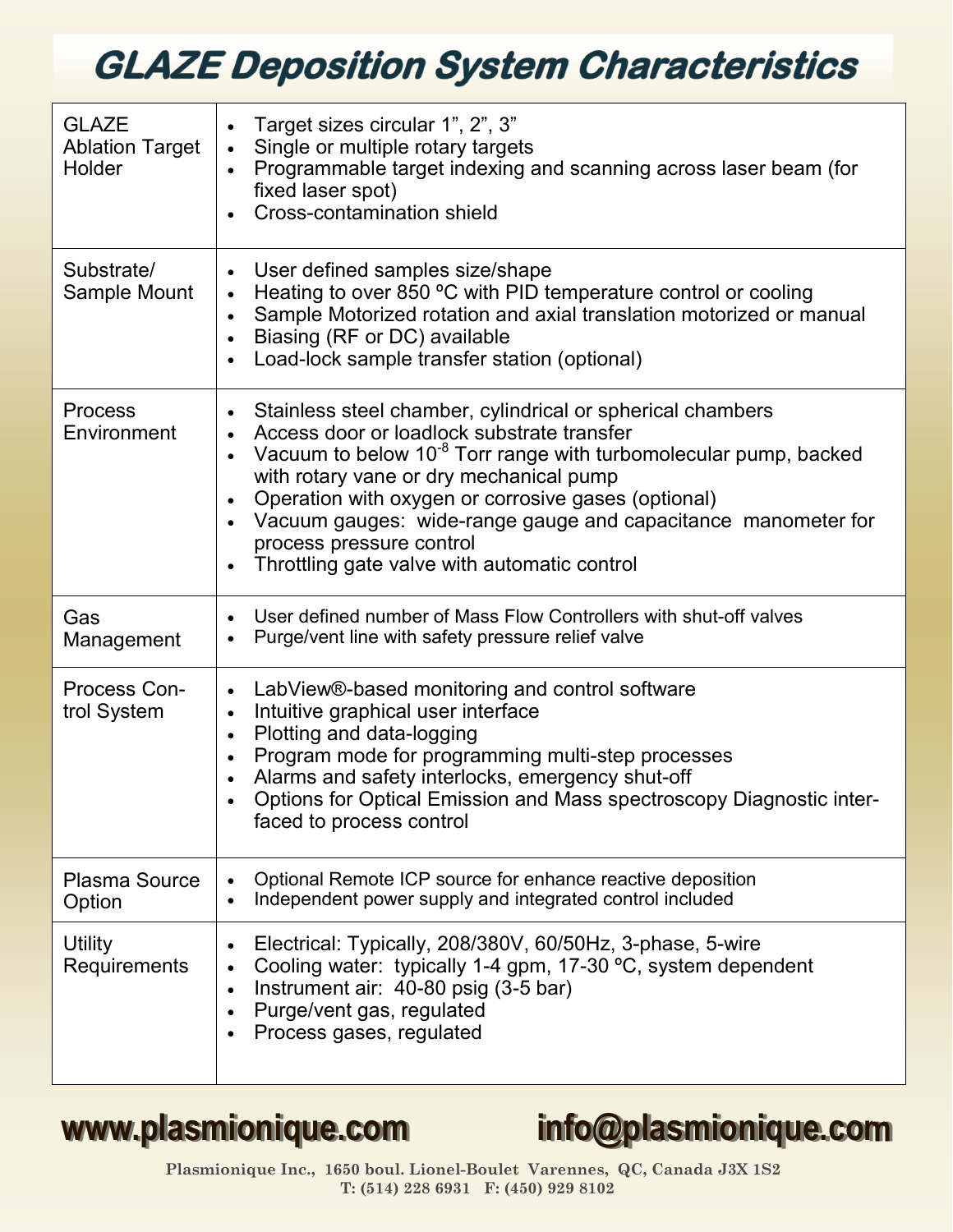# GLAZE Deposition System Characteristics

| | |
|---|---|
| GLAZE Ablation Target Holder | • Target sizes circular 1", 2", 3"<br>• Single or multiple rotary targets<br>• Programmable target indexing and scanning across laser beam (for fixed laser spot)<br>• Cross-contamination shield |
| Substrate/ Sample Mount | • User defined samples size/shape<br>• Heating to over 850 ºC with PID temperature control or cooling<br>• Sample Motorized rotation and axial translation motorized or manual<br>• Biasing (RF or DC) available<br>• Load-lock sample transfer station (optional) |
| Process Environment | • Stainless steel chamber, cylindrical or spherical chambers<br>• Access door or loadlock substrate transfer<br>• Vacuum to below $10^{-8}$ Torr range with turbomolecular pump, backed with rotary vane or dry mechanical pump<br>• Operation with oxygen or corrosive gases (optional)<br>• Vacuum gauges: wide-range gauge and capacitance manometer for process pressure control<br>• Throttling gate valve with automatic control |
| Gas Management | • User defined number of Mass Flow Controllers with shut-off valves<br>• Purge/vent line with safety pressure relief valve |
| Process Control System | • LabView®-based monitoring and control software<br>• Intuitive graphical user interface<br>• Plotting and data-logging<br>• Program mode for programming multi-step processes<br>• Alarms and safety interlocks, emergency shut-off<br>• Options for Optical Emission and Mass spectroscopy Diagnostic interfaced to process control |
| Plasma Source Option | • Optional Remote ICP source for enhance reactive deposition<br>• Independent power supply and integrated control included |
| Utility Requirements | • Electrical: Typically, 208/380V, 60/50Hz, 3-phase, 5-wire<br>• Cooling water: typically 1-4 gpm, 17-30 ºC, system dependent<br>• Instrument air: 40-80 psig (3-5 bar)<br>• Purge/vent gas, regulated<br>• Process gases, regulated |

**www.plasmionique.com** **info@plasmionique.com**

Plasmionique Inc., 1650 boul. Lionel-Boulet Varennes, QC, Canada J3X 1S2
T: (514) 228 6931 F: (450) 929 8102